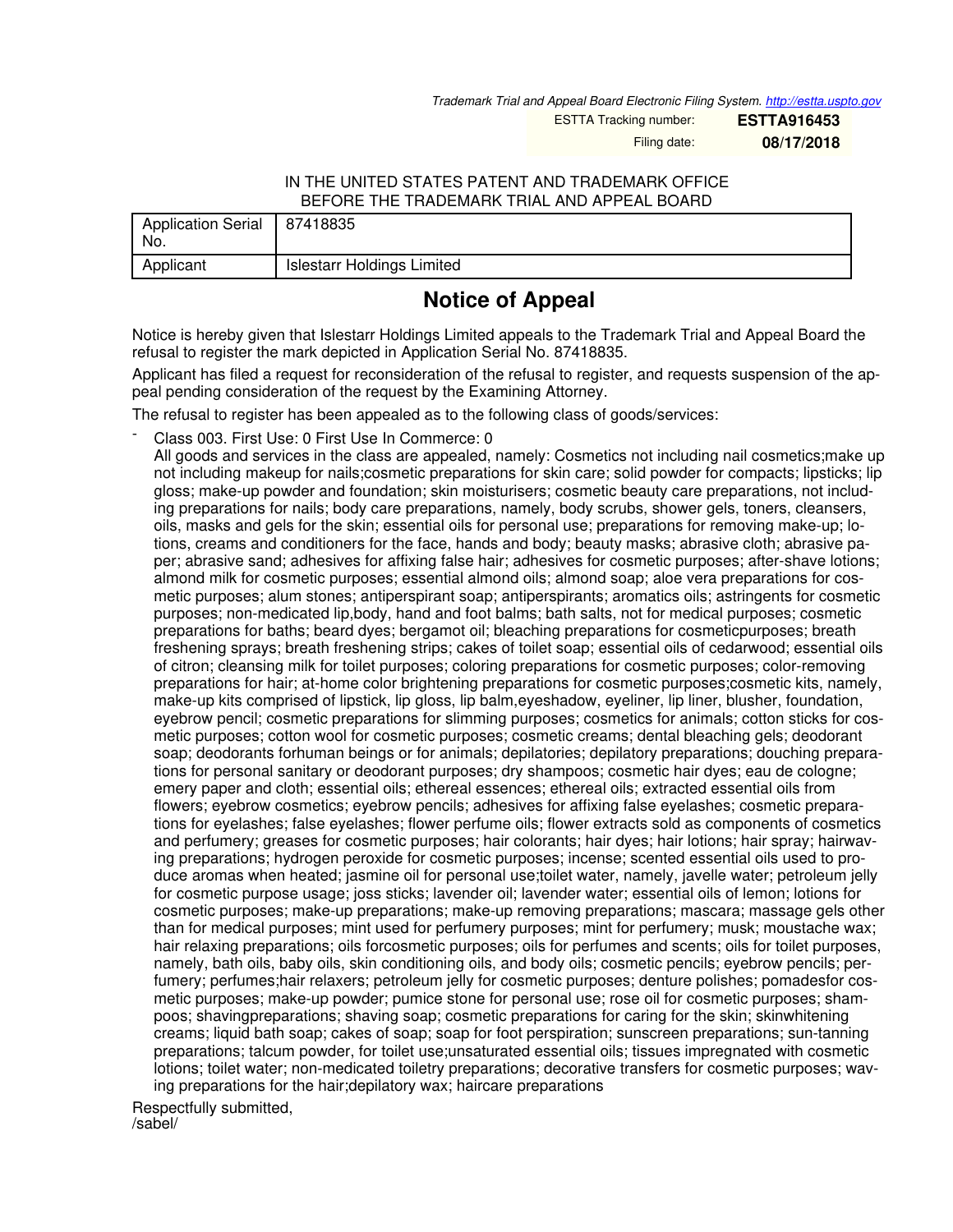*Trademark Trial and Appeal Board Electronic Filing System. http://estta.uspto.gov*

ESTTA Tracking number: **ESTTA916453**

Filing date: **08/17/2018**

IN THE UNITED STATES PATENT AND TRADEMARK OFFICE
BEFORE THE TRADEMARK TRIAL AND APPEAL BOARD

| Application Serial No. | 87418835 |
|---|---|
| Applicant | Islestarr Holdings Limited |

# Notice of Appeal

Notice is hereby given that Islestarr Holdings Limited appeals to the Trademark Trial and Appeal Board the refusal to register the mark depicted in Application Serial No. 87418835.

Applicant has filed a request for reconsideration of the refusal to register, and requests suspension of the appeal pending consideration of the request by the Examining Attorney.

The refusal to register has been appealed as to the following class of goods/services:

- Class 003. First Use: 0 First Use In Commerce: 0
  All goods and services in the class are appealed, namely: Cosmetics not including nail cosmetics;make up not including makeup for nails;cosmetic preparations for skin care; solid powder for compacts; lipsticks; lip gloss; make-up powder and foundation; skin moisturisers; cosmetic beauty care preparations, not including preparations for nails; body care preparations, namely, body scrubs, shower gels, toners, cleansers, oils, masks and gels for the skin; essential oils for personal use; preparations for removing make-up; lotions, creams and conditioners for the face, hands and body; beauty masks; abrasive cloth; abrasive paper; abrasive sand; adhesives for affixing false hair; adhesives for cosmetic purposes; after-shave lotions; almond milk for cosmetic purposes; essential almond oils; almond soap; aloe vera preparations for cosmetic purposes; alum stones; antiperspirant soap; antiperspirants; aromatics oils; astringents for cosmetic purposes; non-medicated lip,body, hand and foot balms; bath salts, not for medical purposes; cosmetic preparations for baths; beard dyes; bergamot oil; bleaching preparations for cosmeticpurposes; breath freshening sprays; breath freshening strips; cakes of toilet soap; essential oils of cedarwood; essential oils of citron; cleansing milk for toilet purposes; coloring preparations for cosmetic purposes; color-removing preparations for hair; at-home color brightening preparations for cosmetic purposes;cosmetic kits, namely, make-up kits comprised of lipstick, lip gloss, lip balm,eyeshadow, eyeliner, lip liner, blusher, foundation, eyebrow pencil; cosmetic preparations for slimming purposes; cosmetics for animals; cotton sticks for cosmetic purposes; cotton wool for cosmetic purposes; cosmetic creams; dental bleaching gels; deodorant soap; deodorants forhuman beings or for animals; depilatories; depilatory preparations; douching preparations for personal sanitary or deodorant purposes; dry shampoos; cosmetic hair dyes; eau de cologne; emery paper and cloth; essential oils; ethereal essences; ethereal oils; extracted essential oils from flowers; eyebrow cosmetics; eyebrow pencils; adhesives for affixing false eyelashes; cosmetic preparations for eyelashes; false eyelashes; flower perfume oils; flower extracts sold as components of cosmetics and perfumery; greases for cosmetic purposes; hair colorants; hair dyes; hair lotions; hair spray; hairwaving preparations; hydrogen peroxide for cosmetic purposes; incense; scented essential oils used to produce aromas when heated; jasmine oil for personal use;toilet water, namely, javelle water; petroleum jelly for cosmetic purpose usage; joss sticks; lavender oil; lavender water; essential oils of lemon; lotions for cosmetic purposes; make-up preparations; make-up removing preparations; mascara; massage gels other than for medical purposes; mint used for perfumery purposes; mint for perfumery; musk; moustache wax; hair relaxing preparations; oils forcosmetic purposes; oils for perfumes and scents; oils for toilet purposes, namely, bath oils, baby oils, skin conditioning oils, and body oils; cosmetic pencils; eyebrow pencils; perfumery; perfumes;hair relaxers; petroleum jelly for cosmetic purposes; denture polishes; pomadesfor cosmetic purposes; make-up powder; pumice stone for personal use; rose oil for cosmetic purposes; shampoos; shavingpreparations; shaving soap; cosmetic preparations for caring for the skin; skinwhitening creams; liquid bath soap; cakes of soap; soap for foot perspiration; sunscreen preparations; sun-tanning preparations; talcum powder, for toilet use;unsaturated essential oils; tissues impregnated with cosmetic lotions; toilet water; non-medicated toiletry preparations; decorative transfers for cosmetic purposes; waving preparations for the hair;depilatory wax; haircare preparations

Respectfully submitted,
/sabel/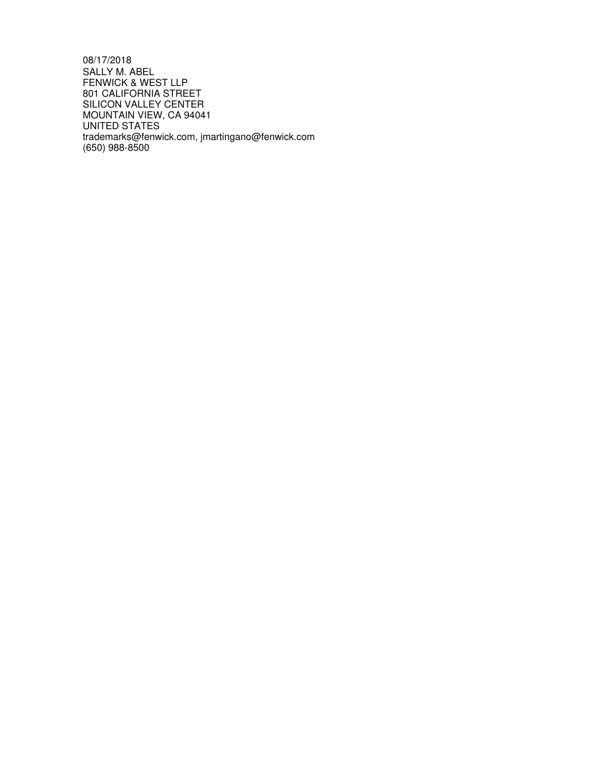08/17/2018
SALLY M. ABEL
FENWICK & WEST LLP
801 CALIFORNIA STREET
SILICON VALLEY CENTER
MOUNTAIN VIEW, CA 94041
UNITED STATES
trademarks@fenwick.com, jmartingano@fenwick.com
(650) 988-8500